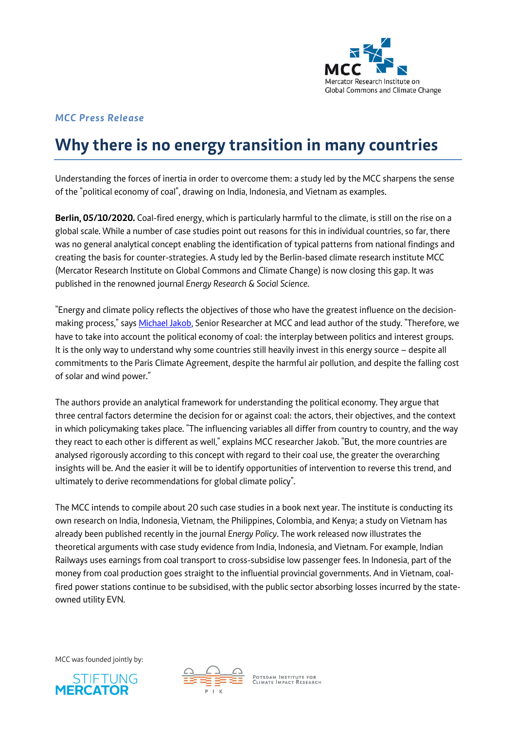MCC
Mercator Research Institute on Global Commons and Climate Change

*MCC Press Release*

# Why there is no energy transition in many countries

Understanding the forces of inertia in order to overcome them: a study led by the MCC sharpens the sense of the "political economy of coal", drawing on India, Indonesia, and Vietnam as examples.

**Berlin, 05/10/2020.** Coal-fired energy, which is particularly harmful to the climate, is still on the rise on a global scale. While a number of case studies point out reasons for this in individual countries, so far, there was no general analytical concept enabling the identification of typical patterns from national findings and creating the basis for counter-strategies. A study led by the Berlin-based climate research institute MCC (Mercator Research Institute on Global Commons and Climate Change) is now closing this gap. It was published in the renowned journal *Energy Research & Social Science*.

"Energy and climate policy reflects the objectives of those who have the greatest influence on the decision-making process," says Michael Jakob, Senior Researcher at MCC and lead author of the study. "Therefore, we have to take into account the political economy of coal: the interplay between politics and interest groups. It is the only way to understand why some countries still heavily invest in this energy source – despite all commitments to the Paris Climate Agreement, despite the harmful air pollution, and despite the falling cost of solar and wind power."

The authors provide an analytical framework for understanding the political economy. They argue that three central factors determine the decision for or against coal: the actors, their objectives, and the context in which policymaking takes place. "The influencing variables all differ from country to country, and the way they react to each other is different as well," explains MCC researcher Jakob. "But, the more countries are analysed rigorously according to this concept with regard to their coal use, the greater the overarching insights will be. And the easier it will be to identify opportunities of intervention to reverse this trend, and ultimately to derive recommendations for global climate policy".

The MCC intends to compile about 20 such case studies in a book next year. The institute is conducting its own research on India, Indonesia, Vietnam, the Philippines, Colombia, and Kenya; a study on Vietnam has already been published recently in the journal *Energy Policy*. The work released now illustrates the theoretical arguments with case study evidence from India, Indonesia, and Vietnam. For example, Indian Railways uses earnings from coal transport to cross-subsidise low passenger fees. In Indonesia, part of the money from coal production goes straight to the influential provincial governments. And in Vietnam, coal-fired power stations continue to be subsidised, with the public sector absorbing losses incurred by the state-owned utility EVN.

MCC was founded jointly by:

STIFTUNG MERCATOR

PIK – Potsdam Institute for Climate Impact Research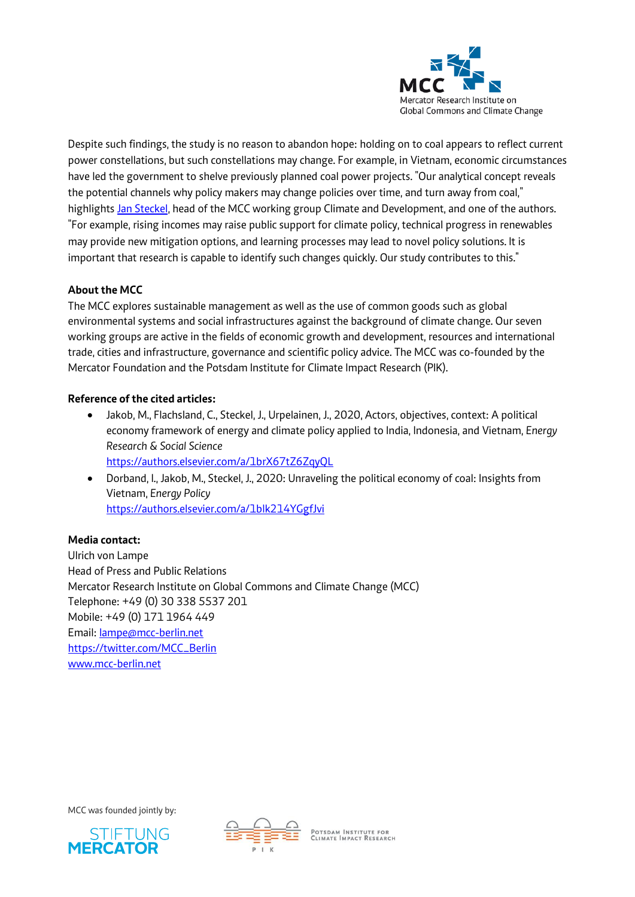Despite such findings, the study is no reason to abandon hope: holding on to coal appears to reflect current power constellations, but such constellations may change. For example, in Vietnam, economic circumstances have led the government to shelve previously planned coal power projects. "Our analytical concept reveals the potential channels why policy makers may change policies over time, and turn away from coal," highlights [Jan Steckel](), head of the MCC working group Climate and Development, and one of the authors. "For example, rising incomes may raise public support for climate policy, technical progress in renewables may provide new mitigation options, and learning processes may lead to novel policy solutions. It is important that research is capable to identify such changes quickly. Our study contributes to this."

**About the MCC**

The MCC explores sustainable management as well as the use of common goods such as global environmental systems and social infrastructures against the background of climate change. Our seven working groups are active in the fields of economic growth and development, resources and international trade, cities and infrastructure, governance and scientific policy advice. The MCC was co-founded by the Mercator Foundation and the Potsdam Institute for Climate Impact Research (PIK).

**Reference of the cited articles:**

- Jakob, M., Flachsland, C., Steckel, J., Urpelainen, J., 2020, Actors, objectives, context: A political economy framework of energy and climate policy applied to India, Indonesia, and Vietnam, *Energy Research & Social Science*
  https://authors.elsevier.com/a/1brX67tZ6ZqyQL
- Dorband, I., Jakob, M., Steckel, J., 2020: Unraveling the political economy of coal: Insights from Vietnam, *Energy Policy*
  https://authors.elsevier.com/a/1blk214YGgfJvi

**Media contact:**

Ulrich von Lampe
Head of Press and Public Relations
Mercator Research Institute on Global Commons and Climate Change (MCC)
Telephone: +49 (0) 30 338 5537 201
Mobile: +49 (0) 171 1964 449
Email: lampe@mcc-berlin.net
https://twitter.com/MCC_Berlin
www.mcc-berlin.net

MCC was founded jointly by: